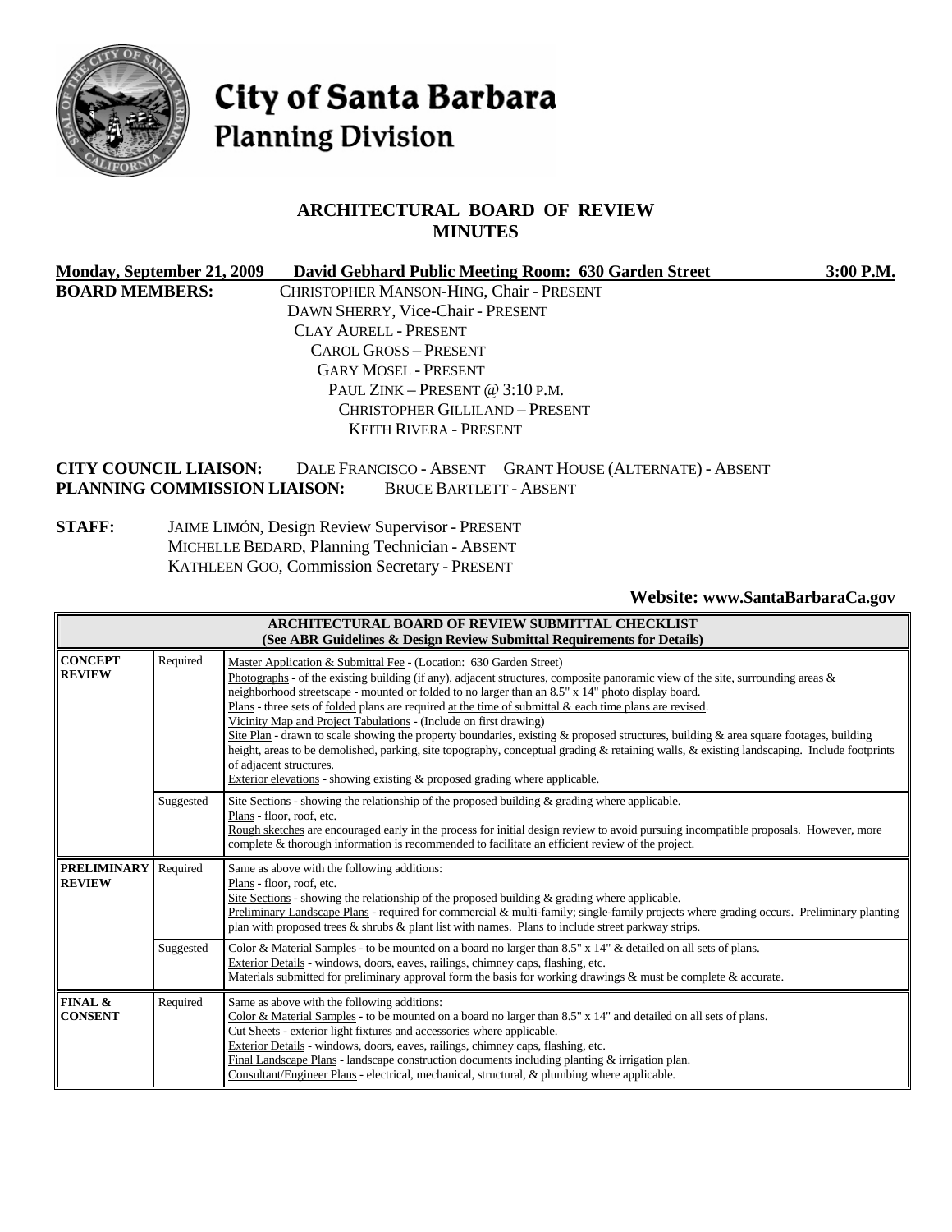# City of Santa Barbara
## Planning Division

## ARCHITECTURAL BOARD OF REVIEW MINUTES

**Monday, September 21, 2009 David Gebhard Public Meeting Room: 630 Garden Street 3:00 P.M.**

**BOARD MEMBERS:**
CHRISTOPHER MANSON-HING, Chair - PRESENT
DAWN SHERRY, Vice-Chair - PRESENT
CLAY AURELL - PRESENT
CAROL GROSS – PRESENT
GARY MOSEL - PRESENT
PAUL ZINK – PRESENT @ 3:10 P.M.
CHRISTOPHER GILLILAND – PRESENT
KEITH RIVERA - PRESENT

**CITY COUNCIL LIAISON:** DALE FRANCISCO - ABSENT GRANT HOUSE (ALTERNATE) - ABSENT
**PLANNING COMMISSION LIAISON:** BRUCE BARTLETT - ABSENT

**STAFF:**
JAIME LIMÓN, Design Review Supervisor - PRESENT
MICHELLE BEDARD, Planning Technician - ABSENT
KATHLEEN GOO, Commission Secretary - PRESENT

**Website: www.SantaBarbaraCa.gov**

| ARCHITECTURAL BOARD OF REVIEW SUBMITTAL CHECKLIST (See ABR Guidelines & Design Review Submittal Requirements for Details) | | |
|---|---|---|
| **CONCEPT REVIEW** | Required | Master Application & Submittal Fee - (Location: 630 Garden Street)<br>Photographs - of the existing building (if any), adjacent structures, composite panoramic view of the site, surrounding areas & neighborhood streetscape - mounted or folded to no larger than an 8.5" x 14" photo display board.<br>Plans - three sets of folded plans are required at the time of submittal & each time plans are revised.<br>Vicinity Map and Project Tabulations - (Include on first drawing)<br>Site Plan - drawn to scale showing the property boundaries, existing & proposed structures, building & area square footages, building height, areas to be demolished, parking, site topography, conceptual grading & retaining walls, & existing landscaping. Include footprints of adjacent structures.<br>Exterior elevations - showing existing & proposed grading where applicable. |
| | Suggested | Site Sections - showing the relationship of the proposed building & grading where applicable.<br>Plans - floor, roof, etc.<br>Rough sketches are encouraged early in the process for initial design review to avoid pursuing incompatible proposals. However, more complete & thorough information is recommended to facilitate an efficient review of the project. |
| **PRELIMINARY REVIEW** | Required | Same as above with the following additions:<br>Plans - floor, roof, etc.<br>Site Sections - showing the relationship of the proposed building & grading where applicable.<br>Preliminary Landscape Plans - required for commercial & multi-family; single-family projects where grading occurs. Preliminary planting plan with proposed trees & shrubs & plant list with names. Plans to include street parkway strips. |
| | Suggested | Color & Material Samples - to be mounted on a board no larger than 8.5" x 14" & detailed on all sets of plans.<br>Exterior Details - windows, doors, eaves, railings, chimney caps, flashing, etc.<br>Materials submitted for preliminary approval form the basis for working drawings & must be complete & accurate. |
| **FINAL & CONSENT** | Required | Same as above with the following additions:<br>Color & Material Samples - to be mounted on a board no larger than 8.5" x 14" and detailed on all sets of plans.<br>Cut Sheets - exterior light fixtures and accessories where applicable.<br>Exterior Details - windows, doors, eaves, railings, chimney caps, flashing, etc.<br>Final Landscape Plans - landscape construction documents including planting & irrigation plan.<br>Consultant/Engineer Plans - electrical, mechanical, structural, & plumbing where applicable. |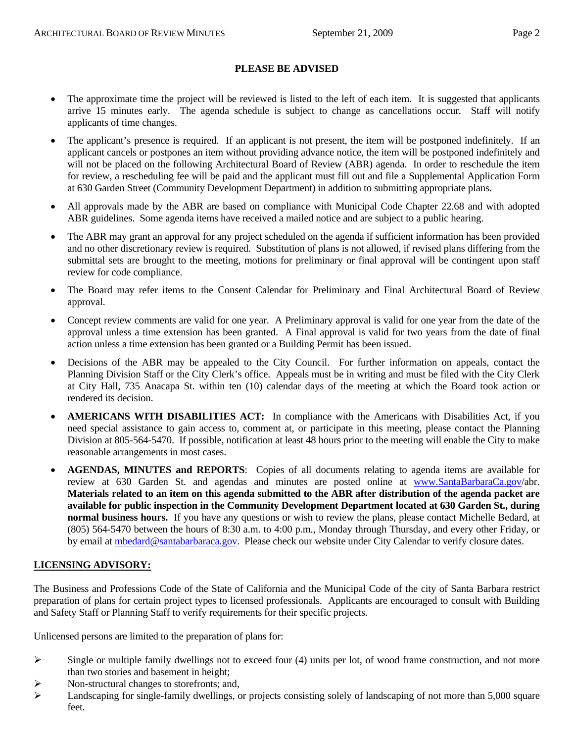## PLEASE BE ADVISED

- The approximate time the project will be reviewed is listed to the left of each item. It is suggested that applicants arrive 15 minutes early. The agenda schedule is subject to change as cancellations occur. Staff will notify applicants of time changes.
- The applicant's presence is required. If an applicant is not present, the item will be postponed indefinitely. If an applicant cancels or postpones an item without providing advance notice, the item will be postponed indefinitely and will not be placed on the following Architectural Board of Review (ABR) agenda. In order to reschedule the item for review, a rescheduling fee will be paid and the applicant must fill out and file a Supplemental Application Form at 630 Garden Street (Community Development Department) in addition to submitting appropriate plans.
- All approvals made by the ABR are based on compliance with Municipal Code Chapter 22.68 and with adopted ABR guidelines. Some agenda items have received a mailed notice and are subject to a public hearing.
- The ABR may grant an approval for any project scheduled on the agenda if sufficient information has been provided and no other discretionary review is required. Substitution of plans is not allowed, if revised plans differing from the submittal sets are brought to the meeting, motions for preliminary or final approval will be contingent upon staff review for code compliance.
- The Board may refer items to the Consent Calendar for Preliminary and Final Architectural Board of Review approval.
- Concept review comments are valid for one year. A Preliminary approval is valid for one year from the date of the approval unless a time extension has been granted. A Final approval is valid for two years from the date of final action unless a time extension has been granted or a Building Permit has been issued.
- Decisions of the ABR may be appealed to the City Council. For further information on appeals, contact the Planning Division Staff or the City Clerk's office. Appeals must be in writing and must be filed with the City Clerk at City Hall, 735 Anacapa St. within ten (10) calendar days of the meeting at which the Board took action or rendered its decision.
- **AMERICANS WITH DISABILITIES ACT:** In compliance with the Americans with Disabilities Act, if you need special assistance to gain access to, comment at, or participate in this meeting, please contact the Planning Division at 805-564-5470. If possible, notification at least 48 hours prior to the meeting will enable the City to make reasonable arrangements in most cases.
- **AGENDAS, MINUTES and REPORTS**: Copies of all documents relating to agenda items are available for review at 630 Garden St. and agendas and minutes are posted online at www.SantaBarbaraCa.gov/abr. **Materials related to an item on this agenda submitted to the ABR after distribution of the agenda packet are available for public inspection in the Community Development Department located at 630 Garden St., during normal business hours.** If you have any questions or wish to review the plans, please contact Michelle Bedard, at (805) 564-5470 between the hours of 8:30 a.m. to 4:00 p.m., Monday through Thursday, and every other Friday, or by email at mbedard@santabarbaraca.gov. Please check our website under City Calendar to verify closure dates.

**LICENSING ADVISORY:**

The Business and Professions Code of the State of California and the Municipal Code of the city of Santa Barbara restrict preparation of plans for certain project types to licensed professionals. Applicants are encouraged to consult with Building and Safety Staff or Planning Staff to verify requirements for their specific projects.

Unlicensed persons are limited to the preparation of plans for:

- Single or multiple family dwellings not to exceed four (4) units per lot, of wood frame construction, and not more than two stories and basement in height;
- Non-structural changes to storefronts; and,
- Landscaping for single-family dwellings, or projects consisting solely of landscaping of not more than 5,000 square feet.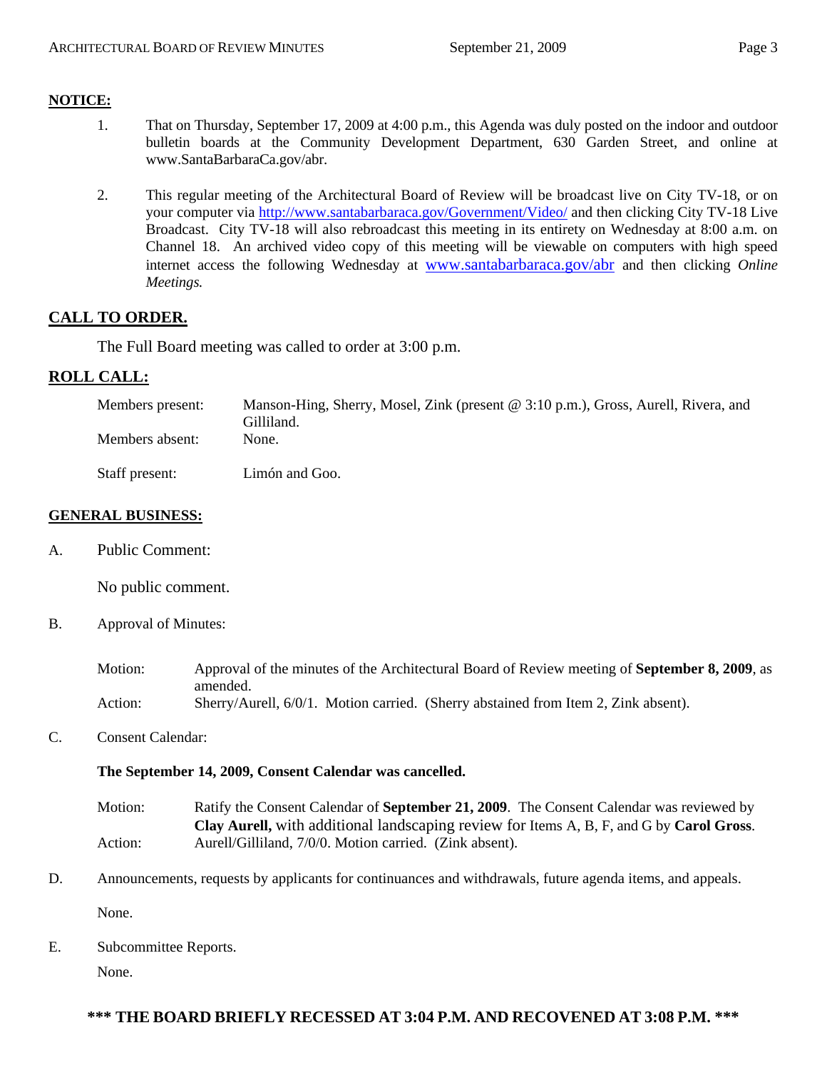## NOTICE:

1. That on Thursday, September 17, 2009 at 4:00 p.m., this Agenda was duly posted on the indoor and outdoor bulletin boards at the Community Development Department, 630 Garden Street, and online at www.SantaBarbaraCa.gov/abr.

2. This regular meeting of the Architectural Board of Review will be broadcast live on City TV-18, or on your computer via http://www.santabarbaraca.gov/Government/Video/ and then clicking City TV-18 Live Broadcast. City TV-18 will also rebroadcast this meeting in its entirety on Wednesday at 8:00 a.m. on Channel 18. An archived video copy of this meeting will be viewable on computers with high speed internet access the following Wednesday at www.santabarbaraca.gov/abr and then clicking *Online Meetings.*

## CALL TO ORDER.

The Full Board meeting was called to order at 3:00 p.m.

## ROLL CALL:

| | |
|---|---|
| Members present: | Manson-Hing, Sherry, Mosel, Zink (present @ 3:10 p.m.), Gross, Aurell, Rivera, and Gilliland. |
| Members absent: | None. |
| Staff present: | Limón and Goo. |

## GENERAL BUSINESS:

A. Public Comment:

No public comment.

B. Approval of Minutes:

Motion: Approval of the minutes of the Architectural Board of Review meeting of **September 8, 2009**, as amended.

Action: Sherry/Aurell, 6/0/1. Motion carried. (Sherry abstained from Item 2, Zink absent).

C. Consent Calendar:

**The September 14, 2009, Consent Calendar was cancelled.**

Motion: Ratify the Consent Calendar of **September 21, 2009**. The Consent Calendar was reviewed by **Clay Aurell,** with additional landscaping review for Items A, B, F, and G by **Carol Gross**.

Action: Aurell/Gilliland, 7/0/0. Motion carried. (Zink absent).

D. Announcements, requests by applicants for continuances and withdrawals, future agenda items, and appeals.

None.

E. Subcommittee Reports.

None.

**\*\*\* THE BOARD BRIEFLY RECESSED AT 3:04 P.M. AND RECOVENED AT 3:08 P.M. \*\*\***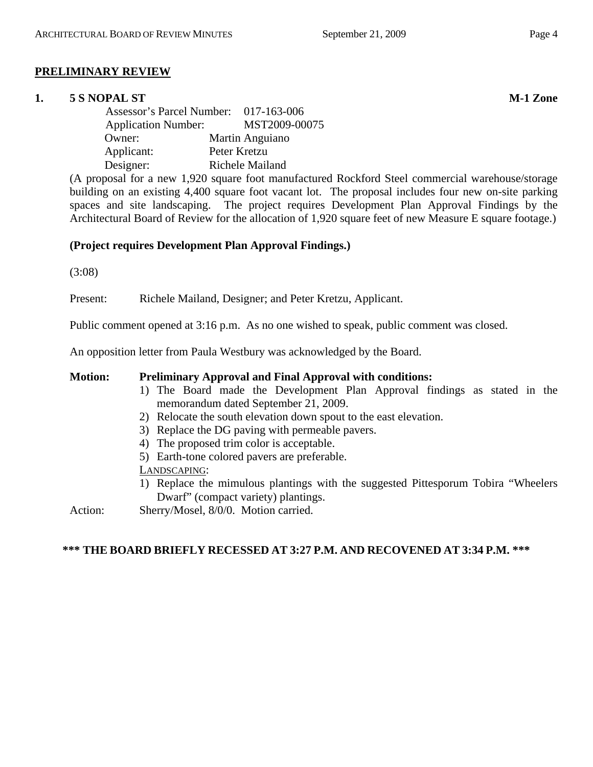## PRELIMINARY REVIEW

**1. 5 S NOPAL ST** **M-1 Zone**

Assessor's Parcel Number: 017-163-006
Application Number: MST2009-00075
Owner: Martin Anguiano
Applicant: Peter Kretzu
Designer: Richele Mailand

(A proposal for a new 1,920 square foot manufactured Rockford Steel commercial warehouse/storage building on an existing 4,400 square foot vacant lot. The proposal includes four new on-site parking spaces and site landscaping. The project requires Development Plan Approval Findings by the Architectural Board of Review for the allocation of 1,920 square feet of new Measure E square footage.)

**(Project requires Development Plan Approval Findings.)**

(3:08)

Present: Richele Mailand, Designer; and Peter Kretzu, Applicant.

Public comment opened at 3:16 p.m. As no one wished to speak, public comment was closed.

An opposition letter from Paula Westbury was acknowledged by the Board.

**Motion: Preliminary Approval and Final Approval with conditions:**

1) The Board made the Development Plan Approval findings as stated in the memorandum dated September 21, 2009.
2) Relocate the south elevation down spout to the east elevation.
3) Replace the DG paving with permeable pavers.
4) The proposed trim color is acceptable.
5) Earth-tone colored pavers are preferable.

LANDSCAPING:

1) Replace the mimulous plantings with the suggested Pittesporum Tobira "Wheelers Dwarf" (compact variety) plantings.

Action: Sherry/Mosel, 8/0/0. Motion carried.

**\*\*\* THE BOARD BRIEFLY RECESSED AT 3:27 P.M. AND RECOVENED AT 3:34 P.M. \*\*\***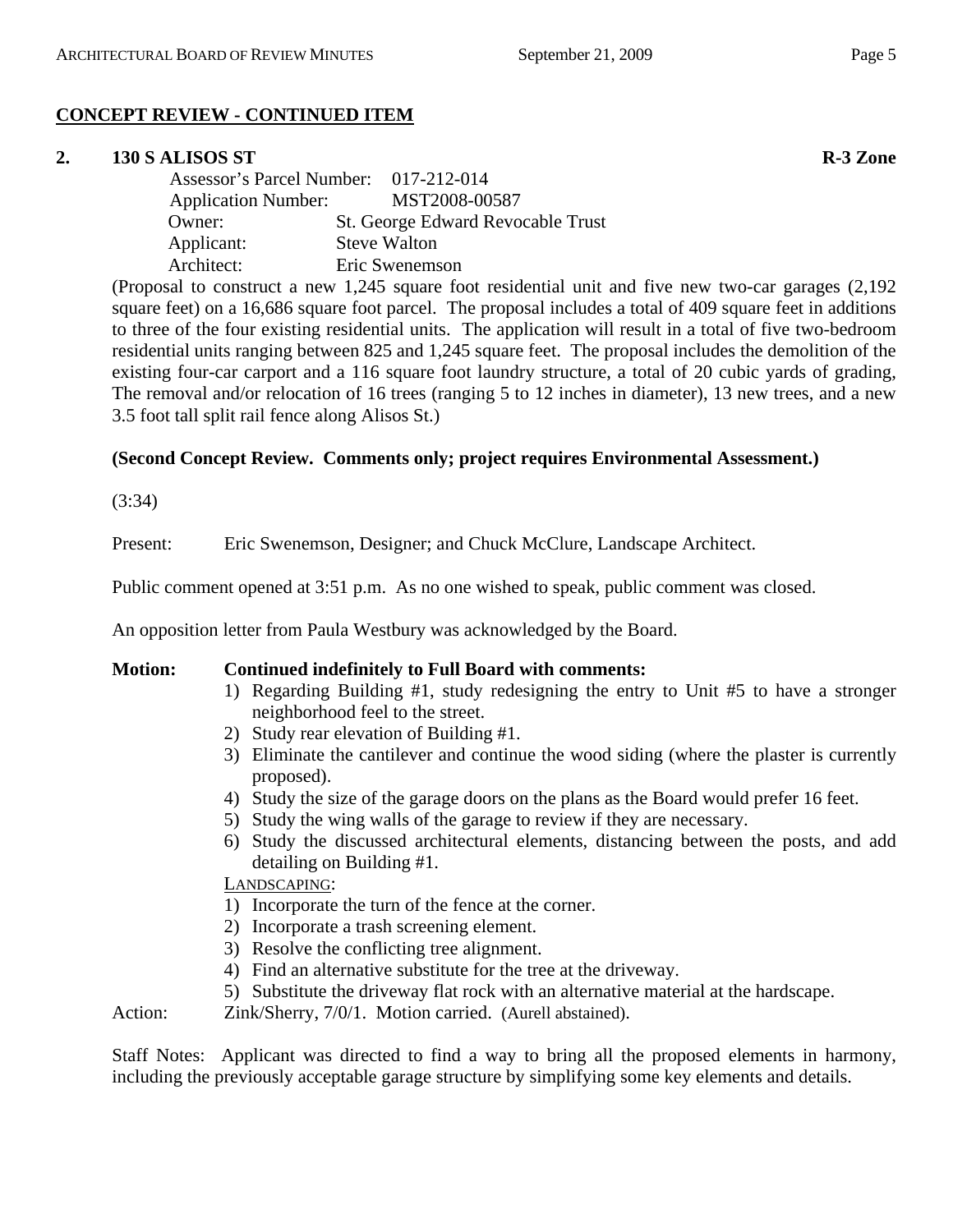## CONCEPT REVIEW - CONTINUED ITEM

**2. 130 S ALISOS ST** **R-3 Zone**

Assessor's Parcel Number: 017-212-014
Application Number: MST2008-00587
Owner: St. George Edward Revocable Trust
Applicant: Steve Walton
Architect: Eric Swenemson

(Proposal to construct a new 1,245 square foot residential unit and five new two-car garages (2,192 square feet) on a 16,686 square foot parcel. The proposal includes a total of 409 square feet in additions to three of the four existing residential units. The application will result in a total of five two-bedroom residential units ranging between 825 and 1,245 square feet. The proposal includes the demolition of the existing four-car carport and a 116 square foot laundry structure, a total of 20 cubic yards of grading, The removal and/or relocation of 16 trees (ranging 5 to 12 inches in diameter), 13 new trees, and a new 3.5 foot tall split rail fence along Alisos St.)

**(Second Concept Review. Comments only; project requires Environmental Assessment.)**

(3:34)

Present: Eric Swenemson, Designer; and Chuck McClure, Landscape Architect.

Public comment opened at 3:51 p.m. As no one wished to speak, public comment was closed.

An opposition letter from Paula Westbury was acknowledged by the Board.

**Motion: Continued indefinitely to Full Board with comments:**

1) Regarding Building #1, study redesigning the entry to Unit #5 to have a stronger neighborhood feel to the street.
2) Study rear elevation of Building #1.
3) Eliminate the cantilever and continue the wood siding (where the plaster is currently proposed).
4) Study the size of the garage doors on the plans as the Board would prefer 16 feet.
5) Study the wing walls of the garage to review if they are necessary.
6) Study the discussed architectural elements, distancing between the posts, and add detailing on Building #1.

LANDSCAPING:

1) Incorporate the turn of the fence at the corner.
2) Incorporate a trash screening element.
3) Resolve the conflicting tree alignment.
4) Find an alternative substitute for the tree at the driveway.
5) Substitute the driveway flat rock with an alternative material at the hardscape.

Action: Zink/Sherry, 7/0/1. Motion carried. (Aurell abstained).

Staff Notes: Applicant was directed to find a way to bring all the proposed elements in harmony, including the previously acceptable garage structure by simplifying some key elements and details.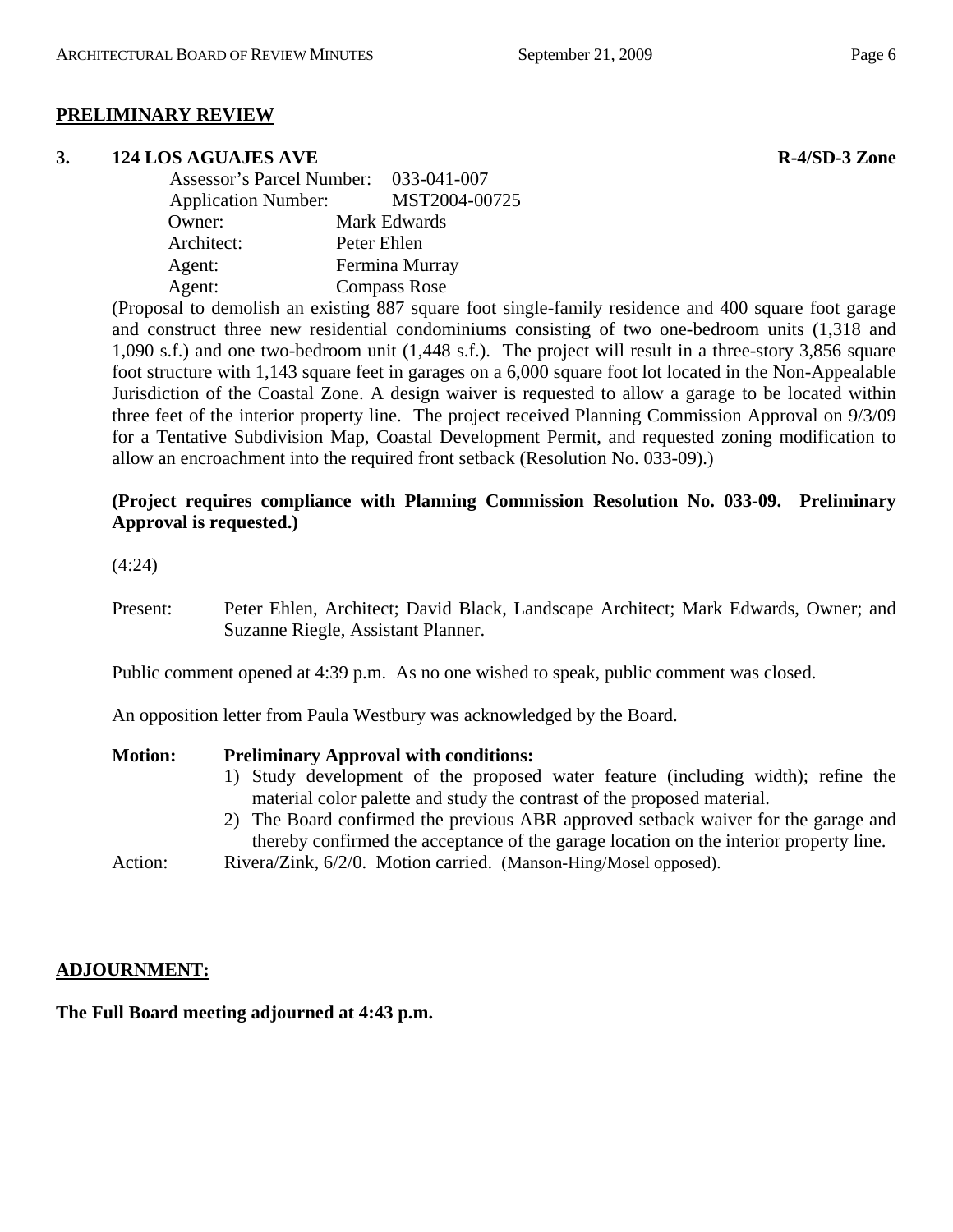## PRELIMINARY REVIEW

### 3. 124 LOS AGUAJES AVE — R-4/SD-3 Zone

Assessor's Parcel Number: 033-041-007
Application Number: MST2004-00725
Owner: Mark Edwards
Architect: Peter Ehlen
Agent: Fermina Murray
Agent: Compass Rose

(Proposal to demolish an existing 887 square foot single-family residence and 400 square foot garage and construct three new residential condominiums consisting of two one-bedroom units (1,318 and 1,090 s.f.) and one two-bedroom unit (1,448 s.f.). The project will result in a three-story 3,856 square foot structure with 1,143 square feet in garages on a 6,000 square foot lot located in the Non-Appealable Jurisdiction of the Coastal Zone. A design waiver is requested to allow a garage to be located within three feet of the interior property line. The project received Planning Commission Approval on 9/3/09 for a Tentative Subdivision Map, Coastal Development Permit, and requested zoning modification to allow an encroachment into the required front setback (Resolution No. 033-09).)

**(Project requires compliance with Planning Commission Resolution No. 033-09. Preliminary Approval is requested.)**

(4:24)

Present: Peter Ehlen, Architect; David Black, Landscape Architect; Mark Edwards, Owner; and Suzanne Riegle, Assistant Planner.

Public comment opened at 4:39 p.m. As no one wished to speak, public comment was closed.

An opposition letter from Paula Westbury was acknowledged by the Board.

**Motion: Preliminary Approval with conditions:**

1) Study development of the proposed water feature (including width); refine the material color palette and study the contrast of the proposed material.
2) The Board confirmed the previous ABR approved setback waiver for the garage and thereby confirmed the acceptance of the garage location on the interior property line.

Action: Rivera/Zink, 6/2/0. Motion carried. (Manson-Hing/Mosel opposed).

## ADJOURNMENT:

**The Full Board meeting adjourned at 4:43 p.m.**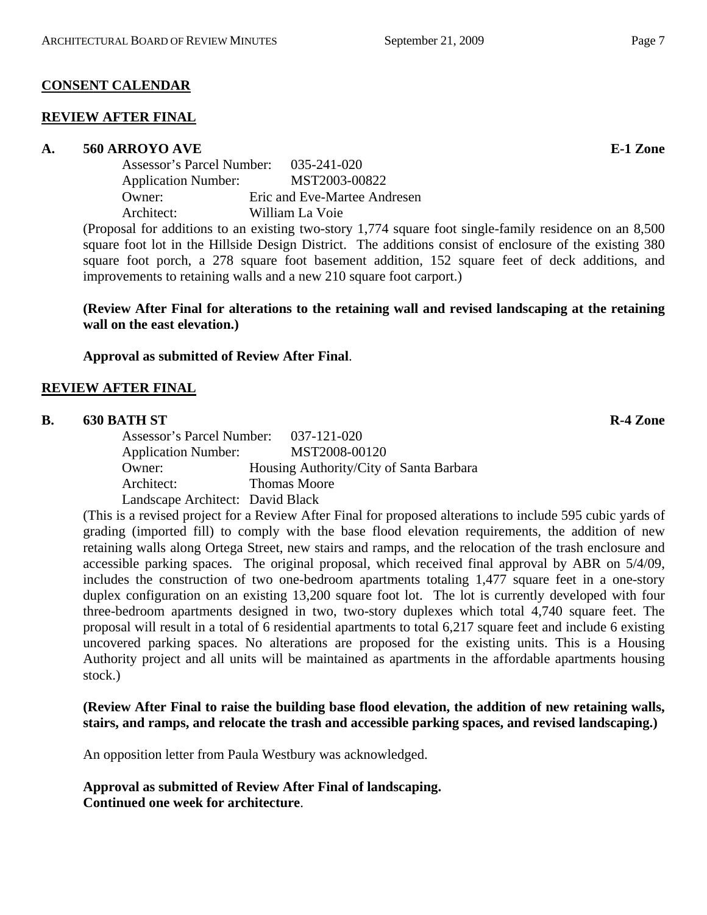**CONSENT CALENDAR**

**REVIEW AFTER FINAL**

**A. 560 ARROYO AVE** **E-1 Zone**

Assessor's Parcel Number: 035-241-020
Application Number: MST2003-00822
Owner: Eric and Eve-Martee Andresen
Architect: William La Voie

(Proposal for additions to an existing two-story 1,774 square foot single-family residence on an 8,500 square foot lot in the Hillside Design District. The additions consist of enclosure of the existing 380 square foot porch, a 278 square foot basement addition, 152 square feet of deck additions, and improvements to retaining walls and a new 210 square foot carport.)

**(Review After Final for alterations to the retaining wall and revised landscaping at the retaining wall on the east elevation.)**

**Approval as submitted of Review After Final**.

**REVIEW AFTER FINAL**

**B. 630 BATH ST** **R-4 Zone**

Assessor's Parcel Number: 037-121-020
Application Number: MST2008-00120
Owner: Housing Authority/City of Santa Barbara
Architect: Thomas Moore
Landscape Architect: David Black

(This is a revised project for a Review After Final for proposed alterations to include 595 cubic yards of grading (imported fill) to comply with the base flood elevation requirements, the addition of new retaining walls along Ortega Street, new stairs and ramps, and the relocation of the trash enclosure and accessible parking spaces. The original proposal, which received final approval by ABR on 5/4/09, includes the construction of two one-bedroom apartments totaling 1,477 square feet in a one-story duplex configuration on an existing 13,200 square foot lot. The lot is currently developed with four three-bedroom apartments designed in two, two-story duplexes which total 4,740 square feet. The proposal will result in a total of 6 residential apartments to total 6,217 square feet and include 6 existing uncovered parking spaces. No alterations are proposed for the existing units. This is a Housing Authority project and all units will be maintained as apartments in the affordable apartments housing stock.)

**(Review After Final to raise the building base flood elevation, the addition of new retaining walls, stairs, and ramps, and relocate the trash and accessible parking spaces, and revised landscaping.)**

An opposition letter from Paula Westbury was acknowledged.

**Approval as submitted of Review After Final of landscaping.**
**Continued one week for architecture**.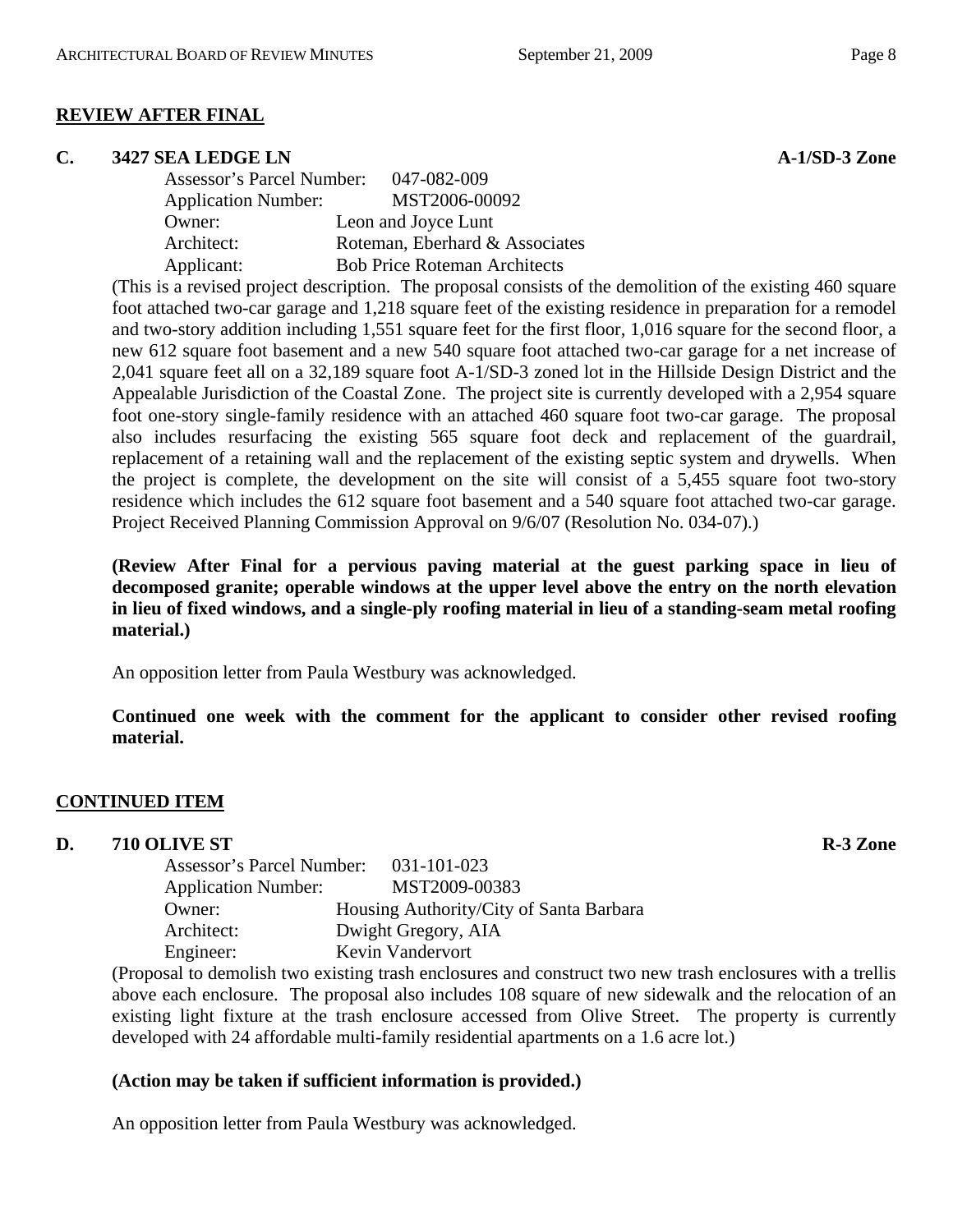## REVIEW AFTER FINAL

### C. 3427 SEA LEDGE LN — A-1/SD-3 Zone

Assessor's Parcel Number: 047-082-009
Application Number: MST2006-00092
Owner: Leon and Joyce Lunt
Architect: Roteman, Eberhard & Associates
Applicant: Bob Price Roteman Architects

(This is a revised project description. The proposal consists of the demolition of the existing 460 square foot attached two-car garage and 1,218 square feet of the existing residence in preparation for a remodel and two-story addition including 1,551 square feet for the first floor, 1,016 square for the second floor, a new 612 square foot basement and a new 540 square foot attached two-car garage for a net increase of 2,041 square feet all on a 32,189 square foot A-1/SD-3 zoned lot in the Hillside Design District and the Appealable Jurisdiction of the Coastal Zone. The project site is currently developed with a 2,954 square foot one-story single-family residence with an attached 460 square foot two-car garage. The proposal also includes resurfacing the existing 565 square foot deck and replacement of the guardrail, replacement of a retaining wall and the replacement of the existing septic system and drywells. When the project is complete, the development on the site will consist of a 5,455 square foot two-story residence which includes the 612 square foot basement and a 540 square foot attached two-car garage. Project Received Planning Commission Approval on 9/6/07 (Resolution No. 034-07).)

**(Review After Final for a pervious paving material at the guest parking space in lieu of decomposed granite; operable windows at the upper level above the entry on the north elevation in lieu of fixed windows, and a single-ply roofing material in lieu of a standing-seam metal roofing material.)**

An opposition letter from Paula Westbury was acknowledged.

**Continued one week with the comment for the applicant to consider other revised roofing material.**

## CONTINUED ITEM

### D. 710 OLIVE ST — R-3 Zone

Assessor's Parcel Number: 031-101-023
Application Number: MST2009-00383
Owner: Housing Authority/City of Santa Barbara
Architect: Dwight Gregory, AIA
Engineer: Kevin Vandervort

(Proposal to demolish two existing trash enclosures and construct two new trash enclosures with a trellis above each enclosure. The proposal also includes 108 square of new sidewalk and the relocation of an existing light fixture at the trash enclosure accessed from Olive Street. The property is currently developed with 24 affordable multi-family residential apartments on a 1.6 acre lot.)

**(Action may be taken if sufficient information is provided.)**

An opposition letter from Paula Westbury was acknowledged.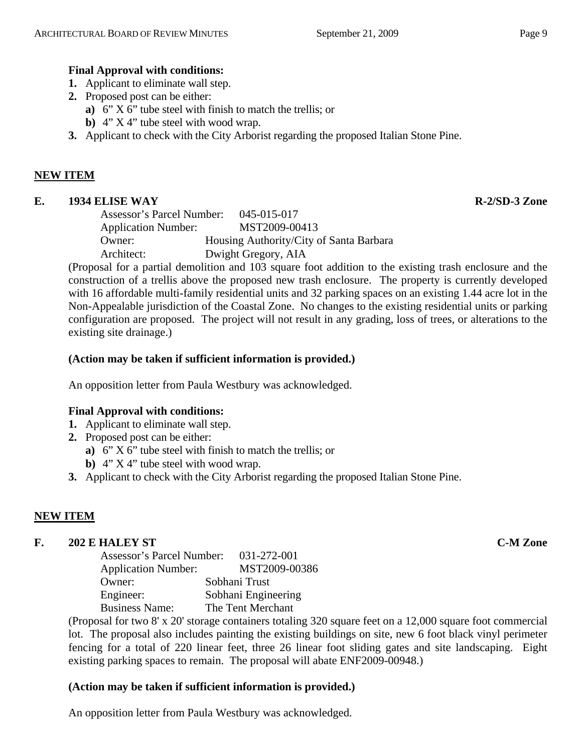**Final Approval with conditions:**

1. Applicant to eliminate wall step.
2. Proposed post can be either:
   a) 6" X 6" tube steel with finish to match the trellis; or
   b) 4" X 4" tube steel with wood wrap.
3. Applicant to check with the City Arborist regarding the proposed Italian Stone Pine.

**NEW ITEM**

**E. 1934 ELISE WAY** **R-2/SD-3 Zone**

Assessor's Parcel Number: 045-015-017
Application Number: MST2009-00413
Owner: Housing Authority/City of Santa Barbara
Architect: Dwight Gregory, AIA

(Proposal for a partial demolition and 103 square foot addition to the existing trash enclosure and the construction of a trellis above the proposed new trash enclosure. The property is currently developed with 16 affordable multi-family residential units and 32 parking spaces on an existing 1.44 acre lot in the Non-Appealable jurisdiction of the Coastal Zone. No changes to the existing residential units or parking configuration are proposed. The project will not result in any grading, loss of trees, or alterations to the existing site drainage.)

**(Action may be taken if sufficient information is provided.)**

An opposition letter from Paula Westbury was acknowledged.

**Final Approval with conditions:**

1. Applicant to eliminate wall step.
2. Proposed post can be either:
   a) 6" X 6" tube steel with finish to match the trellis; or
   b) 4" X 4" tube steel with wood wrap.
3. Applicant to check with the City Arborist regarding the proposed Italian Stone Pine.

**NEW ITEM**

**F. 202 E HALEY ST** **C-M Zone**

Assessor's Parcel Number: 031-272-001
Application Number: MST2009-00386
Owner: Sobhani Trust
Engineer: Sobhani Engineering
Business Name: The Tent Merchant

(Proposal for two 8' x 20' storage containers totaling 320 square feet on a 12,000 square foot commercial lot. The proposal also includes painting the existing buildings on site, new 6 foot black vinyl perimeter fencing for a total of 220 linear feet, three 26 linear foot sliding gates and site landscaping. Eight existing parking spaces to remain. The proposal will abate ENF2009-00948.)

**(Action may be taken if sufficient information is provided.)**

An opposition letter from Paula Westbury was acknowledged.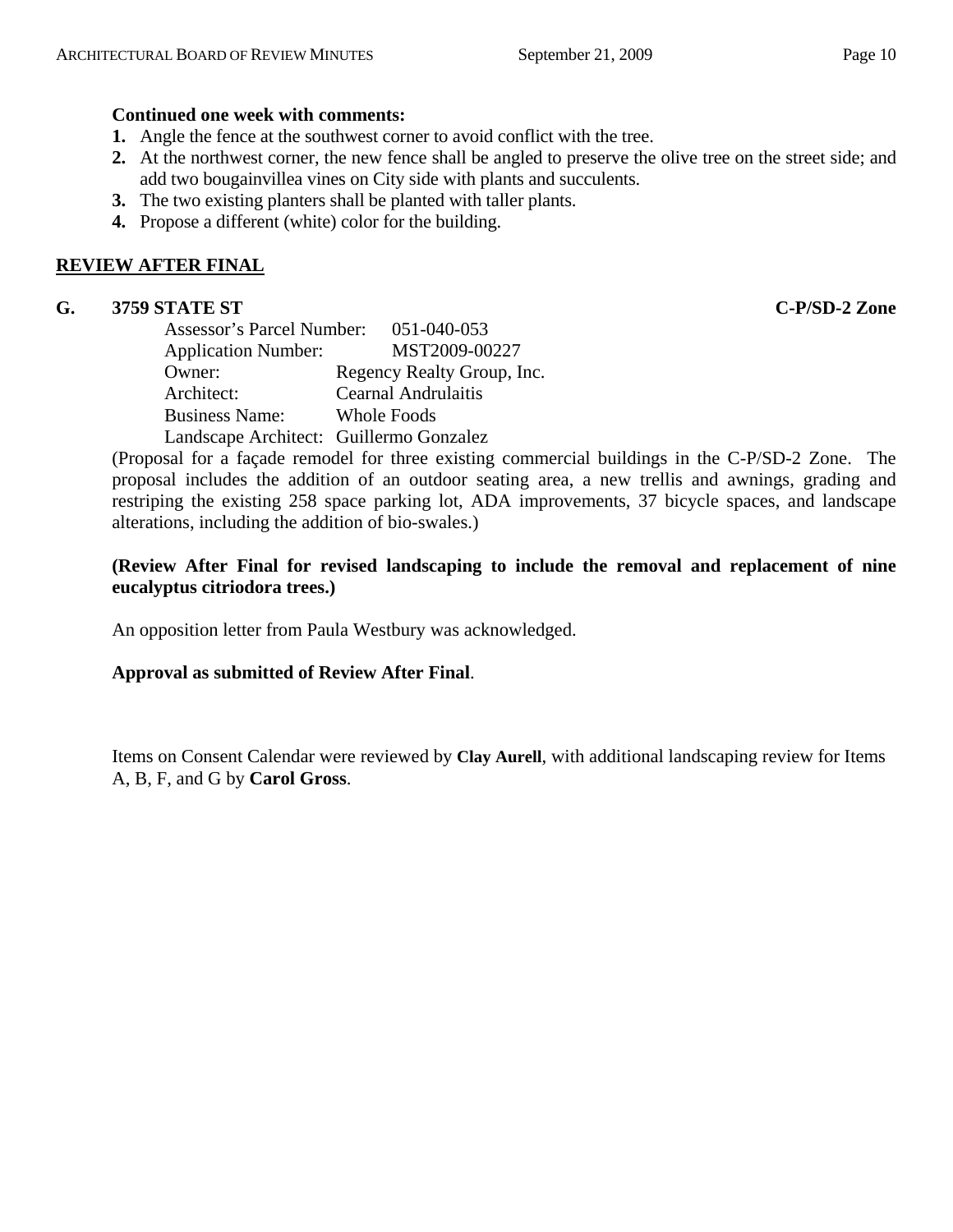**Continued one week with comments:**

1. Angle the fence at the southwest corner to avoid conflict with the tree.
2. At the northwest corner, the new fence shall be angled to preserve the olive tree on the street side; and add two bougainvillea vines on City side with plants and succulents.
3. The two existing planters shall be planted with taller plants.
4. Propose a different (white) color for the building.

## REVIEW AFTER FINAL

### G. 3759 STATE ST — C-P/SD-2 Zone

Assessor's Parcel Number: 051-040-053
Application Number: MST2009-00227
Owner: Regency Realty Group, Inc.
Architect: Cearnal Andrulaitis
Business Name: Whole Foods
Landscape Architect: Guillermo Gonzalez

(Proposal for a façade remodel for three existing commercial buildings in the C-P/SD-2 Zone. The proposal includes the addition of an outdoor seating area, a new trellis and awnings, grading and restriping the existing 258 space parking lot, ADA improvements, 37 bicycle spaces, and landscape alterations, including the addition of bio-swales.)

**(Review After Final for revised landscaping to include the removal and replacement of nine eucalyptus citriodora trees.)**

An opposition letter from Paula Westbury was acknowledged.

**Approval as submitted of Review After Final**.

Items on Consent Calendar were reviewed by **Clay Aurell**, with additional landscaping review for Items A, B, F, and G by **Carol Gross**.